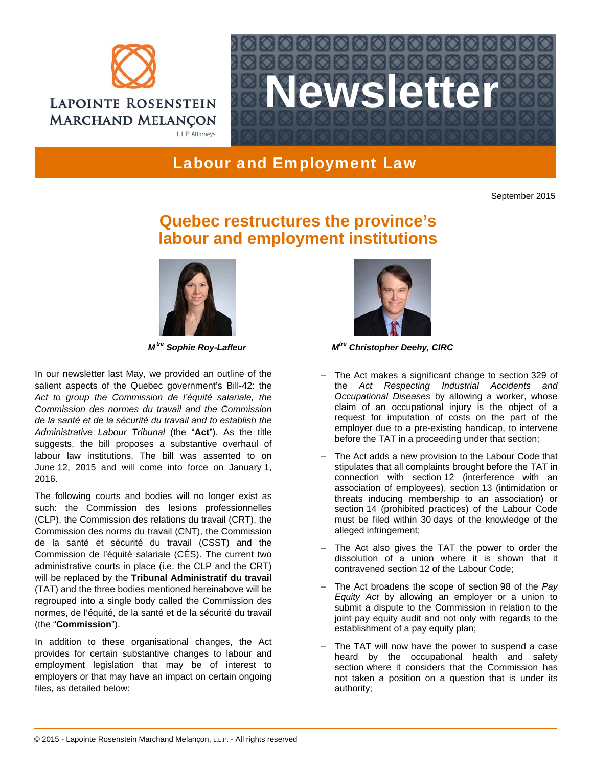LAPOINTE ROSENSTEIN MARCHAND MELANÇON
L.L.P. Attorneys

# Newsletter

## Labour and Employment Law

September 2015

# Quebec restructures the province's labour and employment institutions

***M[tre] Sophie Roy-Lafleur***

***M[tre] Christopher Deehy, CIRC***

In our newsletter last May, we provided an outline of the salient aspects of the Quebec government's Bill-42: the *Act to group the Commission de l'équité salariale, the Commission des normes du travail and the Commission de la santé et de la sécurité du travail and to establish the Administrative Labour Tribunal* (the "**Act**"). As the title suggests, the bill proposes a substantive overhaul of labour law institutions. The bill was assented to on June 12, 2015 and will come into force on January 1, 2016.

The following courts and bodies will no longer exist as such: the Commission des lesions professionnelles (CLP), the Commission des relations du travail (CRT), the Commission des norms du travail (CNT), the Commission de la santé et sécurité du travail (CSST) and the Commission de l'équité salariale (CÉS). The current two administrative courts in place (i.e. the CLP and the CRT) will be replaced by the **Tribunal Administratif du travail** (TAT) and the three bodies mentioned hereinabove will be regrouped into a single body called the Commission des normes, de l'équité, de la santé et de la sécurité du travail (the "**Commission**").

In addition to these organisational changes, the Act provides for certain substantive changes to labour and employment legislation that may be of interest to employers or that may have an impact on certain ongoing files, as detailed below:

- The Act makes a significant change to section 329 of the *Act Respecting Industrial Accidents and Occupational Diseases* by allowing a worker, whose claim of an occupational injury is the object of a request for imputation of costs on the part of the employer due to a pre-existing handicap, to intervene before the TAT in a proceeding under that section;
- The Act adds a new provision to the Labour Code that stipulates that all complaints brought before the TAT in connection with section 12 (interference with an association of employees), section 13 (intimidation or threats inducing membership to an association) or section 14 (prohibited practices) of the Labour Code must be filed within 30 days of the knowledge of the alleged infringement;
- The Act also gives the TAT the power to order the dissolution of a union where it is shown that it contravened section 12 of the Labour Code;
- The Act broadens the scope of section 98 of the *Pay Equity Act* by allowing an employer or a union to submit a dispute to the Commission in relation to the joint pay equity audit and not only with regards to the establishment of a pay equity plan;
- The TAT will now have the power to suspend a case heard by the occupational health and safety section where it considers that the Commission has not taken a position on a question that is under its authority;

© 2015 - Lapointe Rosenstein Marchand Melançon, L.L.P. - All rights reserved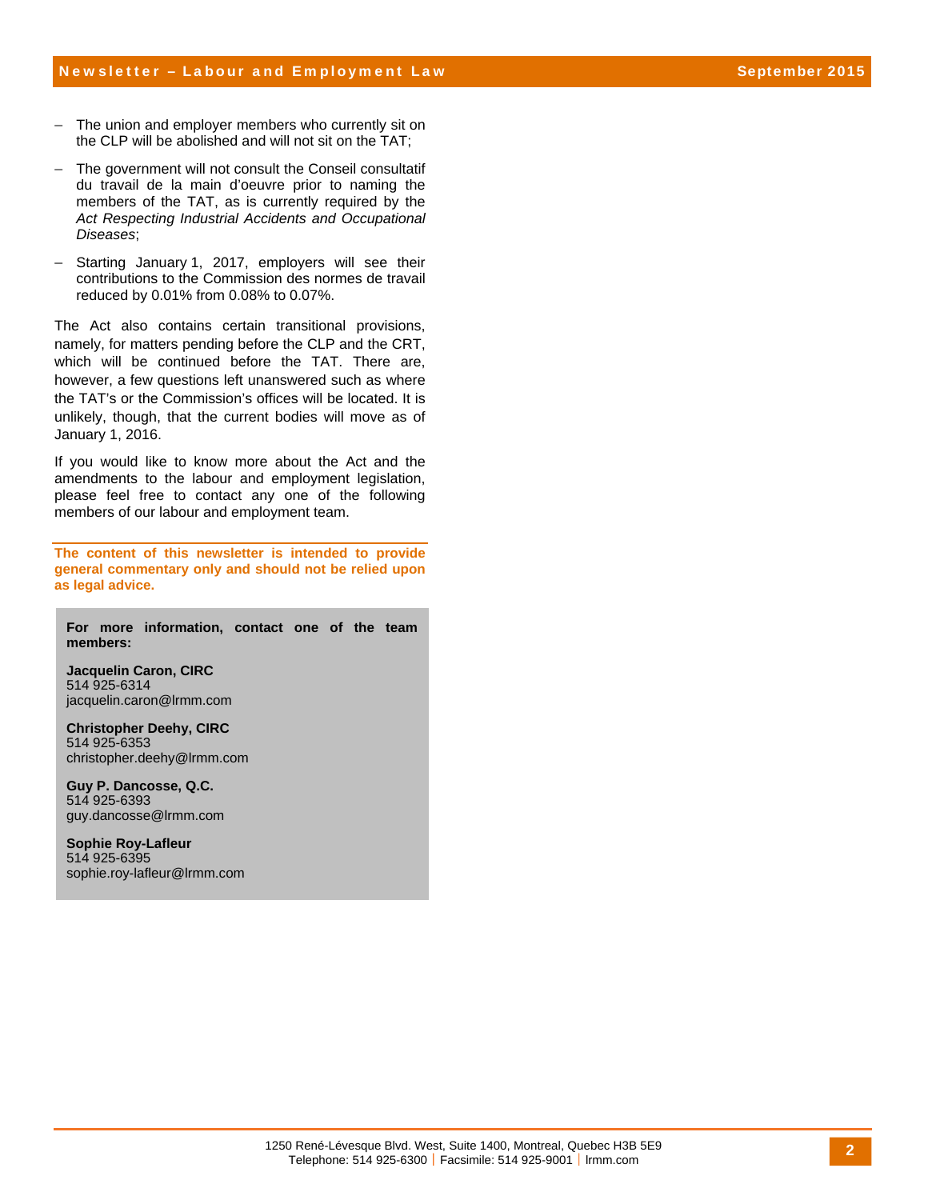- The union and employer members who currently sit on the CLP will be abolished and will not sit on the TAT;
- The government will not consult the Conseil consultatif du travail de la main d'oeuvre prior to naming the members of the TAT, as is currently required by the *Act Respecting Industrial Accidents and Occupational Diseases*;
- Starting January 1, 2017, employers will see their contributions to the Commission des normes de travail reduced by 0.01% from 0.08% to 0.07%.

The Act also contains certain transitional provisions, namely, for matters pending before the CLP and the CRT, which will be continued before the TAT. There are, however, a few questions left unanswered such as where the TAT's or the Commission's offices will be located. It is unlikely, though, that the current bodies will move as of January 1, 2016.

If you would like to know more about the Act and the amendments to the labour and employment legislation, please feel free to contact any one of the following members of our labour and employment team.

**The content of this newsletter is intended to provide general commentary only and should not be relied upon as legal advice.**

**For more information, contact one of the team members:**

**Jacquelin Caron, CIRC**
514 925-6314
jacquelin.caron@lrmm.com

**Christopher Deehy, CIRC**
514 925-6353
christopher.deehy@lrmm.com

**Guy P. Dancosse, Q.C.**
514 925-6393
guy.dancosse@lrmm.com

**Sophie Roy-Lafleur**
514 925-6395
sophie.roy-lafleur@lrmm.com

1250 René-Lévesque Blvd. West, Suite 1400, Montreal, Quebec H3B 5E9
Telephone: 514 925-6300 | Facsimile: 514 925-9001 | lrmm.com